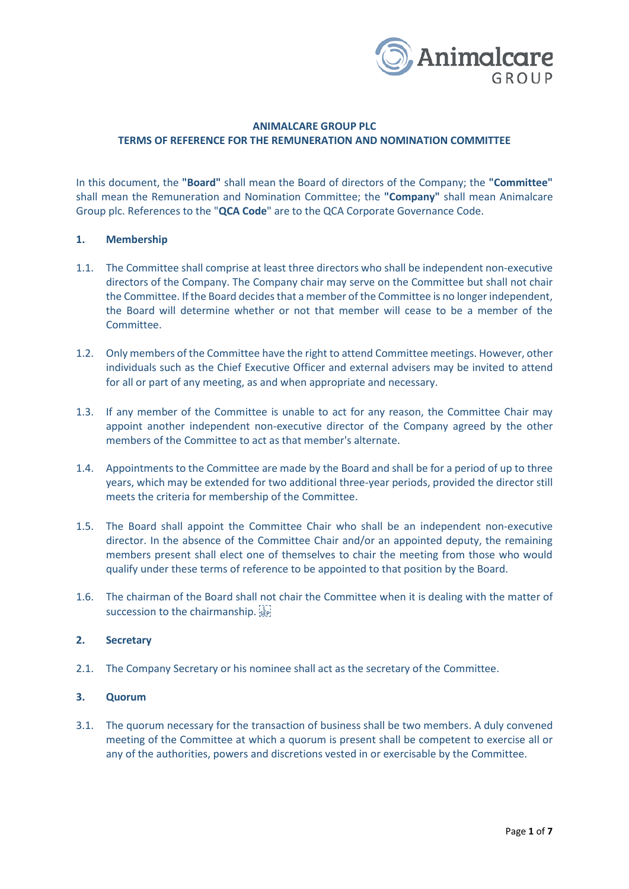**ANIMALCARE GROUP PLC**
**TERMS OF REFERENCE FOR THE REMUNERATION AND NOMINATION COMMITTEE**

In this document, the **"Board"** shall mean the Board of directors of the Company; the **"Committee"** shall mean the Remuneration and Nomination Committee; the **"Company"** shall mean Animalcare Group plc. References to the "**QCA Code**" are to the QCA Corporate Governance Code.

## 1. Membership

1.1. The Committee shall comprise at least three directors who shall be independent non-executive directors of the Company. The Company chair may serve on the Committee but shall not chair the Committee. If the Board decides that a member of the Committee is no longer independent, the Board will determine whether or not that member will cease to be a member of the Committee.

1.2. Only members of the Committee have the right to attend Committee meetings. However, other individuals such as the Chief Executive Officer and external advisers may be invited to attend for all or part of any meeting, as and when appropriate and necessary.

1.3. If any member of the Committee is unable to act for any reason, the Committee Chair may appoint another independent non-executive director of the Company agreed by the other members of the Committee to act as that member's alternate.

1.4. Appointments to the Committee are made by the Board and shall be for a period of up to three years, which may be extended for two additional three-year periods, provided the director still meets the criteria for membership of the Committee.

1.5. The Board shall appoint the Committee Chair who shall be an independent non-executive director. In the absence of the Committee Chair and/or an appointed deputy, the remaining members present shall elect one of themselves to chair the meeting from those who would qualify under these terms of reference to be appointed to that position by the Board.

1.6. The chairman of the Board shall not chair the Committee when it is dealing with the matter of succession to the chairmanship.

## 2. Secretary

2.1. The Company Secretary or his nominee shall act as the secretary of the Committee.

## 3. Quorum

3.1. The quorum necessary for the transaction of business shall be two members. A duly convened meeting of the Committee at which a quorum is present shall be competent to exercise all or any of the authorities, powers and discretions vested in or exercisable by the Committee.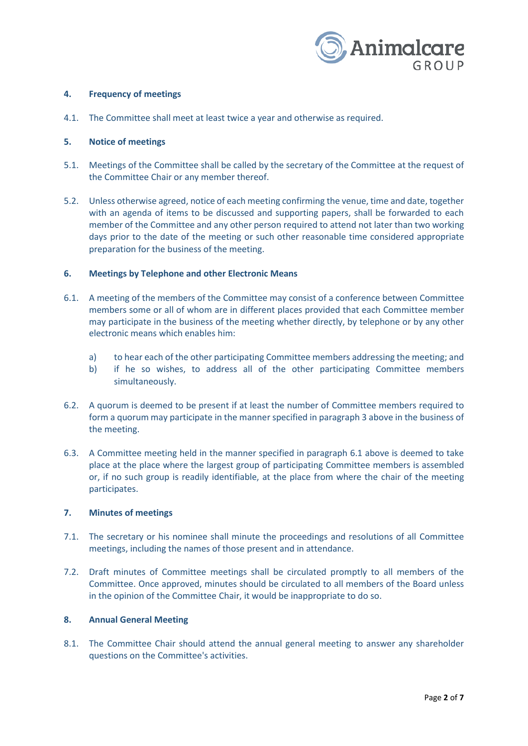## 4. Frequency of meetings

4.1. The Committee shall meet at least twice a year and otherwise as required.

## 5. Notice of meetings

5.1. Meetings of the Committee shall be called by the secretary of the Committee at the request of the Committee Chair or any member thereof.

5.2. Unless otherwise agreed, notice of each meeting confirming the venue, time and date, together with an agenda of items to be discussed and supporting papers, shall be forwarded to each member of the Committee and any other person required to attend not later than two working days prior to the date of the meeting or such other reasonable time considered appropriate preparation for the business of the meeting.

## 6. Meetings by Telephone and other Electronic Means

6.1. A meeting of the members of the Committee may consist of a conference between Committee members some or all of whom are in different places provided that each Committee member may participate in the business of the meeting whether directly, by telephone or by any other electronic means which enables him:

a) to hear each of the other participating Committee members addressing the meeting; and
b) if he so wishes, to address all of the other participating Committee members simultaneously.

6.2. A quorum is deemed to be present if at least the number of Committee members required to form a quorum may participate in the manner specified in paragraph 3 above in the business of the meeting.

6.3. A Committee meeting held in the manner specified in paragraph 6.1 above is deemed to take place at the place where the largest group of participating Committee members is assembled or, if no such group is readily identifiable, at the place from where the chair of the meeting participates.

## 7. Minutes of meetings

7.1. The secretary or his nominee shall minute the proceedings and resolutions of all Committee meetings, including the names of those present and in attendance.

7.2. Draft minutes of Committee meetings shall be circulated promptly to all members of the Committee. Once approved, minutes should be circulated to all members of the Board unless in the opinion of the Committee Chair, it would be inappropriate to do so.

## 8. Annual General Meeting

8.1. The Committee Chair should attend the annual general meeting to answer any shareholder questions on the Committee's activities.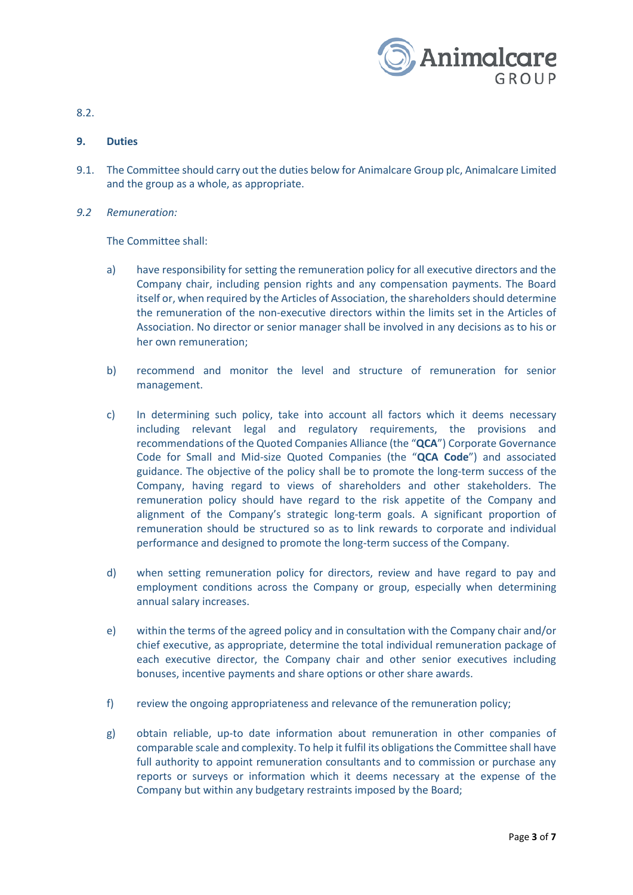8.2.

## 9. Duties

9.1. The Committee should carry out the duties below for Animalcare Group plc, Animalcare Limited and the group as a whole, as appropriate.

*9.2 Remuneration:*

The Committee shall:

a) have responsibility for setting the remuneration policy for all executive directors and the Company chair, including pension rights and any compensation payments. The Board itself or, when required by the Articles of Association, the shareholders should determine the remuneration of the non-executive directors within the limits set in the Articles of Association. No director or senior manager shall be involved in any decisions as to his or her own remuneration;

b) recommend and monitor the level and structure of remuneration for senior management.

c) In determining such policy, take into account all factors which it deems necessary including relevant legal and regulatory requirements, the provisions and recommendations of the Quoted Companies Alliance (the "**QCA**") Corporate Governance Code for Small and Mid-size Quoted Companies (the "**QCA Code**") and associated guidance. The objective of the policy shall be to promote the long-term success of the Company, having regard to views of shareholders and other stakeholders. The remuneration policy should have regard to the risk appetite of the Company and alignment of the Company's strategic long-term goals. A significant proportion of remuneration should be structured so as to link rewards to corporate and individual performance and designed to promote the long-term success of the Company.

d) when setting remuneration policy for directors, review and have regard to pay and employment conditions across the Company or group, especially when determining annual salary increases.

e) within the terms of the agreed policy and in consultation with the Company chair and/or chief executive, as appropriate, determine the total individual remuneration package of each executive director, the Company chair and other senior executives including bonuses, incentive payments and share options or other share awards.

f) review the ongoing appropriateness and relevance of the remuneration policy;

g) obtain reliable, up-to date information about remuneration in other companies of comparable scale and complexity. To help it fulfil its obligations the Committee shall have full authority to appoint remuneration consultants and to commission or purchase any reports or surveys or information which it deems necessary at the expense of the Company but within any budgetary restraints imposed by the Board;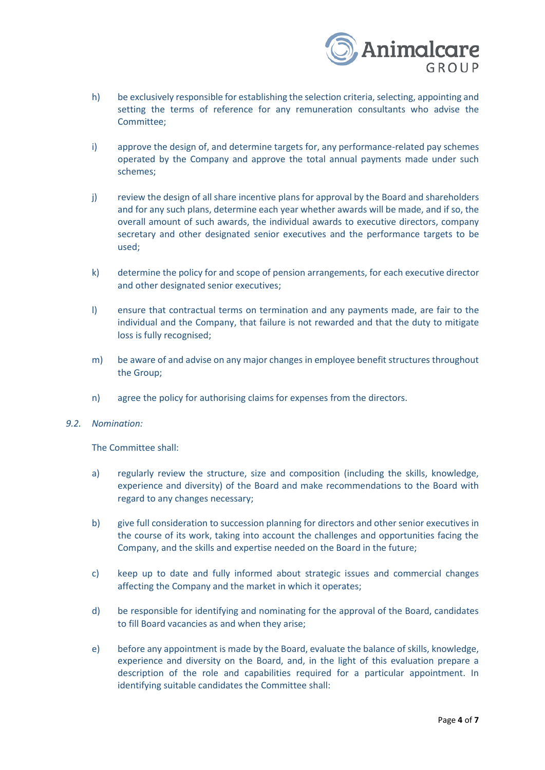h) be exclusively responsible for establishing the selection criteria, selecting, appointing and setting the terms of reference for any remuneration consultants who advise the Committee;

i) approve the design of, and determine targets for, any performance-related pay schemes operated by the Company and approve the total annual payments made under such schemes;

j) review the design of all share incentive plans for approval by the Board and shareholders and for any such plans, determine each year whether awards will be made, and if so, the overall amount of such awards, the individual awards to executive directors, company secretary and other designated senior executives and the performance targets to be used;

k) determine the policy for and scope of pension arrangements, for each executive director and other designated senior executives;

l) ensure that contractual terms on termination and any payments made, are fair to the individual and the Company, that failure is not rewarded and that the duty to mitigate loss is fully recognised;

m) be aware of and advise on any major changes in employee benefit structures throughout the Group;

n) agree the policy for authorising claims for expenses from the directors.

*9.2. Nomination:*

The Committee shall:

a) regularly review the structure, size and composition (including the skills, knowledge, experience and diversity) of the Board and make recommendations to the Board with regard to any changes necessary;

b) give full consideration to succession planning for directors and other senior executives in the course of its work, taking into account the challenges and opportunities facing the Company, and the skills and expertise needed on the Board in the future;

c) keep up to date and fully informed about strategic issues and commercial changes affecting the Company and the market in which it operates;

d) be responsible for identifying and nominating for the approval of the Board, candidates to fill Board vacancies as and when they arise;

e) before any appointment is made by the Board, evaluate the balance of skills, knowledge, experience and diversity on the Board, and, in the light of this evaluation prepare a description of the role and capabilities required for a particular appointment. In identifying suitable candidates the Committee shall: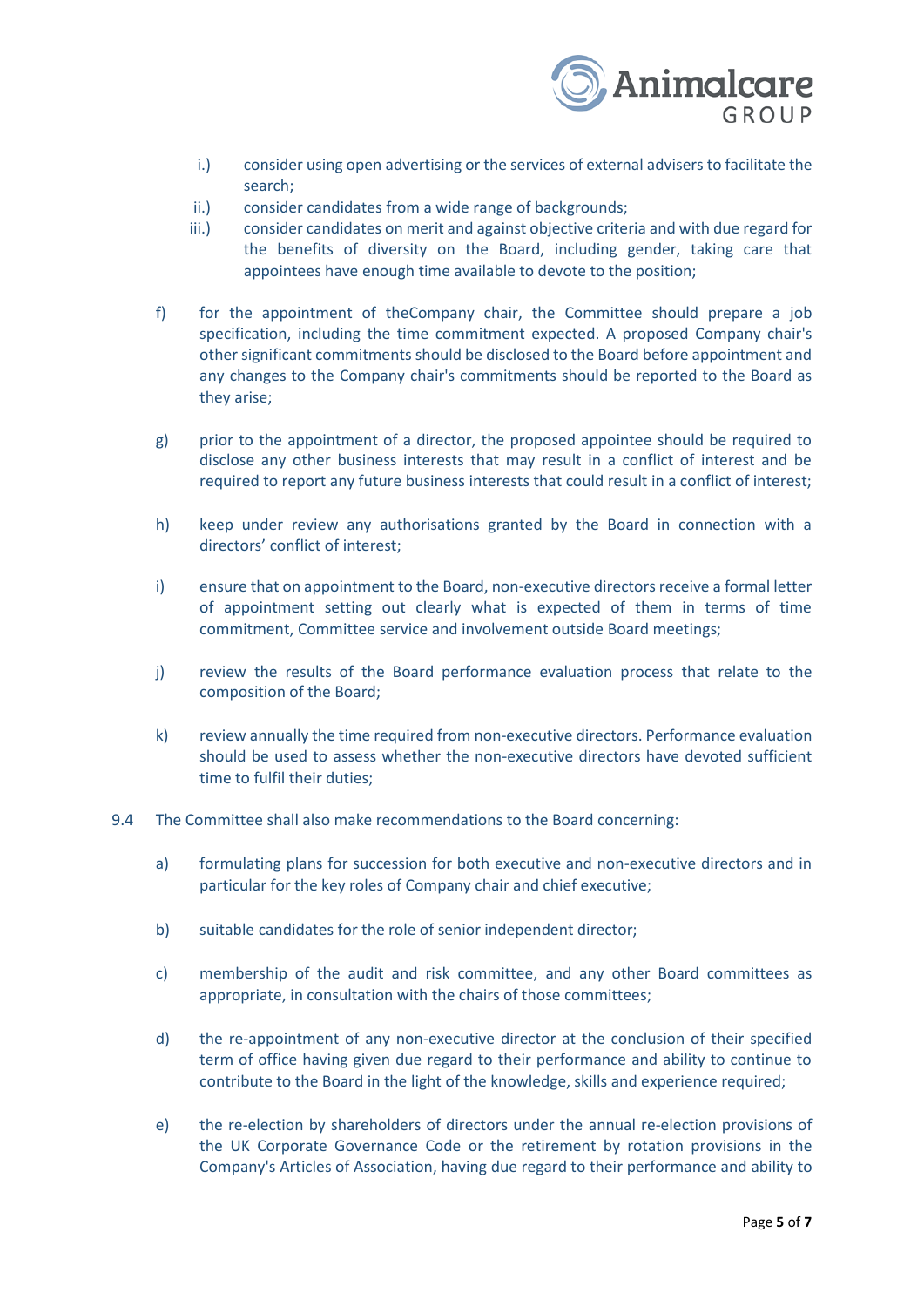- i.) consider using open advertising or the services of external advisers to facilitate the search;
- ii.) consider candidates from a wide range of backgrounds;
- iii.) consider candidates on merit and against objective criteria and with due regard for the benefits of diversity on the Board, including gender, taking care that appointees have enough time available to devote to the position;

f) for the appointment of theCompany chair, the Committee should prepare a job specification, including the time commitment expected. A proposed Company chair's other significant commitments should be disclosed to the Board before appointment and any changes to the Company chair's commitments should be reported to the Board as they arise;

g) prior to the appointment of a director, the proposed appointee should be required to disclose any other business interests that may result in a conflict of interest and be required to report any future business interests that could result in a conflict of interest;

h) keep under review any authorisations granted by the Board in connection with a directors' conflict of interest;

i) ensure that on appointment to the Board, non-executive directors receive a formal letter of appointment setting out clearly what is expected of them in terms of time commitment, Committee service and involvement outside Board meetings;

j) review the results of the Board performance evaluation process that relate to the composition of the Board;

k) review annually the time required from non-executive directors. Performance evaluation should be used to assess whether the non-executive directors have devoted sufficient time to fulfil their duties;

9.4 The Committee shall also make recommendations to the Board concerning:

a) formulating plans for succession for both executive and non-executive directors and in particular for the key roles of Company chair and chief executive;

b) suitable candidates for the role of senior independent director;

c) membership of the audit and risk committee, and any other Board committees as appropriate, in consultation with the chairs of those committees;

d) the re-appointment of any non-executive director at the conclusion of their specified term of office having given due regard to their performance and ability to continue to contribute to the Board in the light of the knowledge, skills and experience required;

e) the re-election by shareholders of directors under the annual re-election provisions of the UK Corporate Governance Code or the retirement by rotation provisions in the Company's Articles of Association, having due regard to their performance and ability to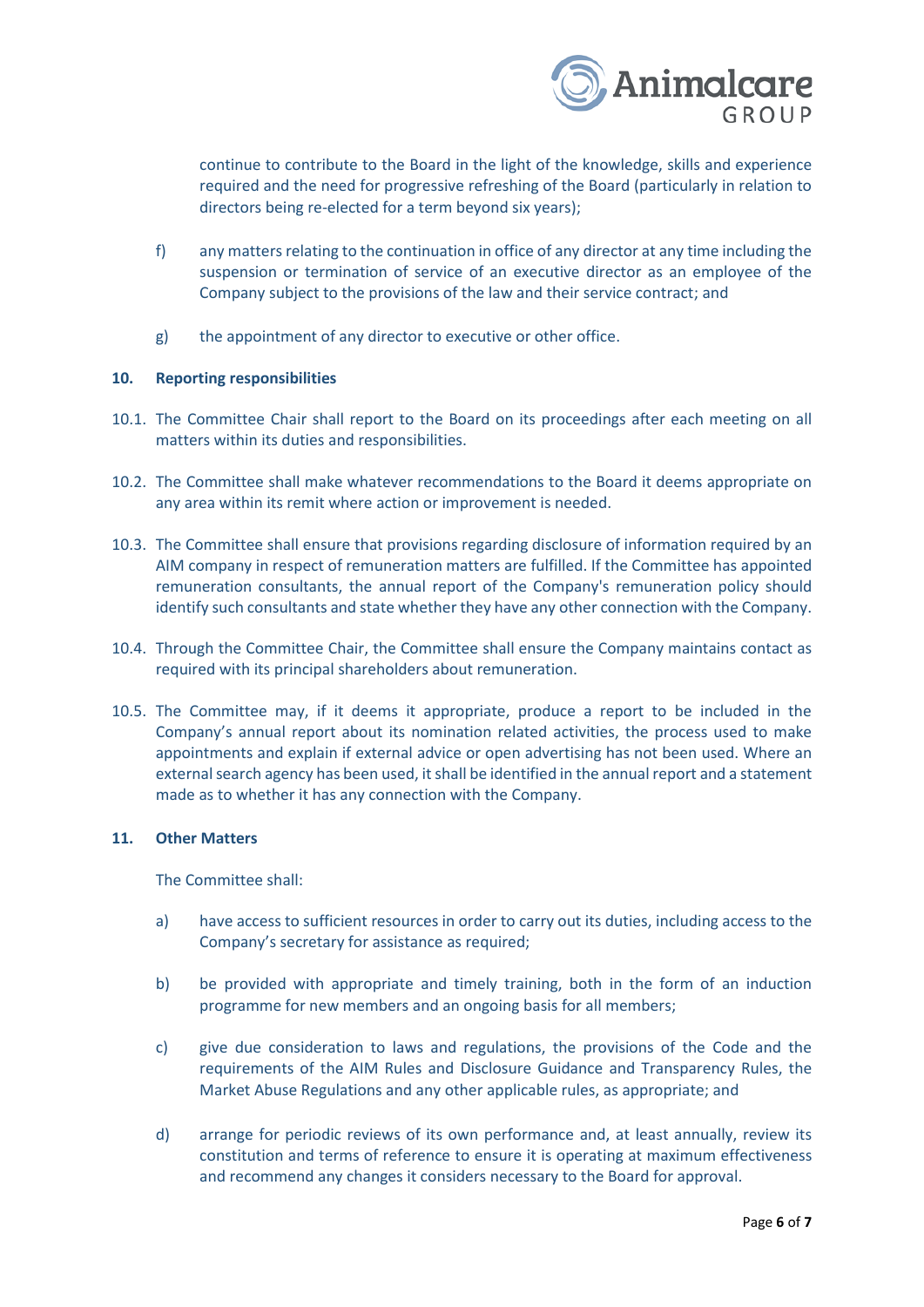continue to contribute to the Board in the light of the knowledge, skills and experience required and the need for progressive refreshing of the Board (particularly in relation to directors being re-elected for a term beyond six years);

f) any matters relating to the continuation in office of any director at any time including the suspension or termination of service of an executive director as an employee of the Company subject to the provisions of the law and their service contract; and

g) the appointment of any director to executive or other office.

## 10. Reporting responsibilities

10.1. The Committee Chair shall report to the Board on its proceedings after each meeting on all matters within its duties and responsibilities.

10.2. The Committee shall make whatever recommendations to the Board it deems appropriate on any area within its remit where action or improvement is needed.

10.3. The Committee shall ensure that provisions regarding disclosure of information required by an AIM company in respect of remuneration matters are fulfilled. If the Committee has appointed remuneration consultants, the annual report of the Company's remuneration policy should identify such consultants and state whether they have any other connection with the Company.

10.4. Through the Committee Chair, the Committee shall ensure the Company maintains contact as required with its principal shareholders about remuneration.

10.5. The Committee may, if it deems it appropriate, produce a report to be included in the Company's annual report about its nomination related activities, the process used to make appointments and explain if external advice or open advertising has not been used. Where an external search agency has been used, it shall be identified in the annual report and a statement made as to whether it has any connection with the Company.

## 11. Other Matters

The Committee shall:

a) have access to sufficient resources in order to carry out its duties, including access to the Company's secretary for assistance as required;

b) be provided with appropriate and timely training, both in the form of an induction programme for new members and an ongoing basis for all members;

c) give due consideration to laws and regulations, the provisions of the Code and the requirements of the AIM Rules and Disclosure Guidance and Transparency Rules, the Market Abuse Regulations and any other applicable rules, as appropriate; and

d) arrange for periodic reviews of its own performance and, at least annually, review its constitution and terms of reference to ensure it is operating at maximum effectiveness and recommend any changes it considers necessary to the Board for approval.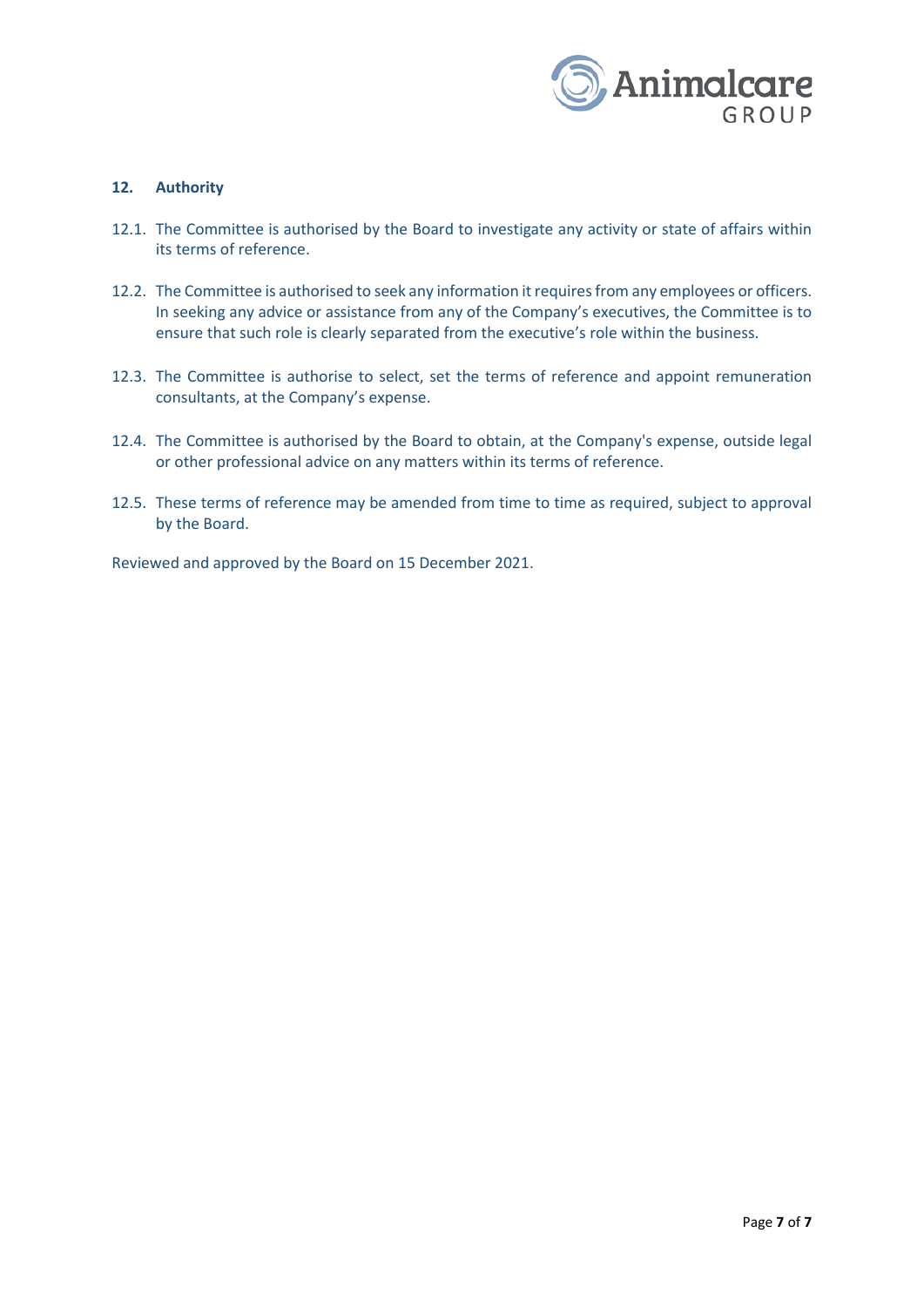## 12. Authority

12.1. The Committee is authorised by the Board to investigate any activity or state of affairs within its terms of reference.

12.2. The Committee is authorised to seek any information it requires from any employees or officers. In seeking any advice or assistance from any of the Company's executives, the Committee is to ensure that such role is clearly separated from the executive's role within the business.

12.3. The Committee is authorise to select, set the terms of reference and appoint remuneration consultants, at the Company's expense.

12.4. The Committee is authorised by the Board to obtain, at the Company's expense, outside legal or other professional advice on any matters within its terms of reference.

12.5. These terms of reference may be amended from time to time as required, subject to approval by the Board.

Reviewed and approved by the Board on 15 December 2021.